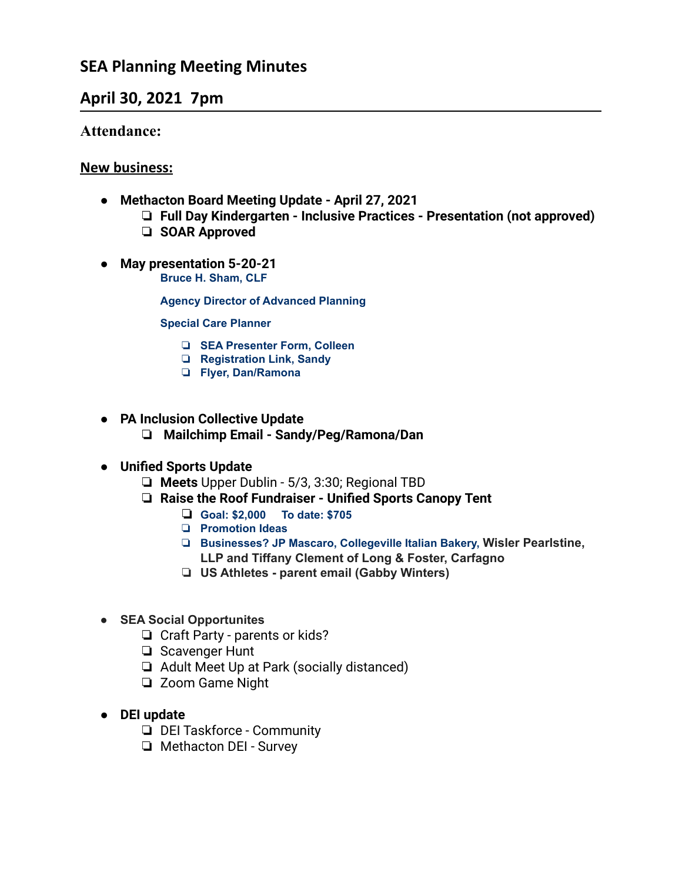## SEA Planning Meeting Minutes

## April 30, 2021 7pm

**Attendance:**

**New business:**

- **Methacton Board Meeting Update - April 27, 2021**
  - ❏ **Full Day Kindergarten - Inclusive Practices - Presentation (not approved)**
  - ❏ **SOAR Approved**

- **May presentation 5-20-21**

  **Bruce H. Sham, CLF**

  **Agency Director of Advanced Planning**

  **Special Care Planner**

  - ❏ **SEA Presenter Form, Colleen**
  - ❏ **Registration Link, Sandy**
  - ❏ **Flyer, Dan/Ramona**

- **PA Inclusion Collective Update**
  - ❏ **Mailchimp Email - Sandy/Peg/Ramona/Dan**

- **Unified Sports Update**
  - ❏ **Meets** Upper Dublin - 5/3, 3:30; Regional TBD
  - ❏ **Raise the Roof Fundraiser - Unified Sports Canopy Tent**
    - ❏ **Goal: $2,000 To date: $705**
    - ❏ **Promotion Ideas**
    - ❏ **Businesses? JP Mascaro, Collegeville Italian Bakery, Wisler Pearlstine, LLP and Tiffany Clement of Long & Foster, Carfagno**
    - ❏ **US Athletes - parent email (Gabby Winters)**

- **SEA Social Opportunites**
  - ❏ Craft Party - parents or kids?
  - ❏ Scavenger Hunt
  - ❏ Adult Meet Up at Park (socially distanced)
  - ❏ Zoom Game Night

- **DEI update**
  - ❏ DEI Taskforce - Community
  - ❏ Methacton DEI - Survey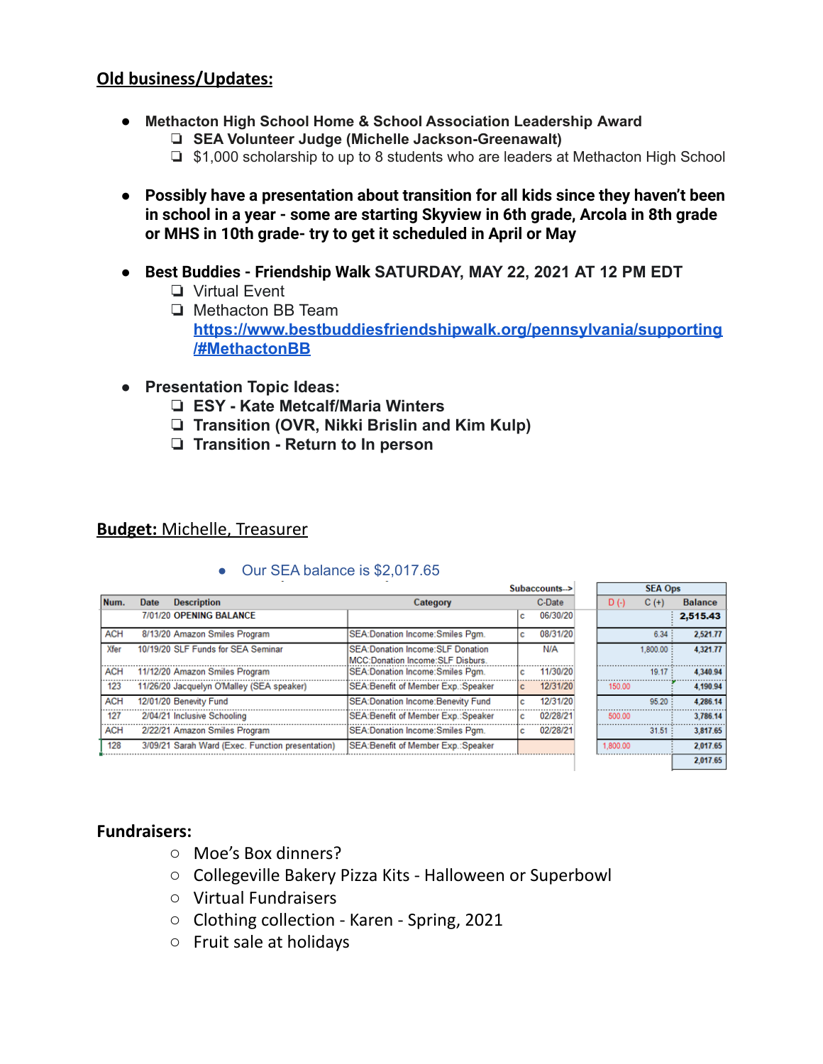**Old business/Updates:**

- **Methacton High School Home & School Association Leadership Award**
  - **SEA Volunteer Judge (Michelle Jackson-Greenawalt)**
  - $1,000 scholarship to up to 8 students who are leaders at Methacton High School

- **Possibly have a presentation about transition for all kids since they haven't been in school in a year - some are starting Skyview in 6th grade, Arcola in 8th grade or MHS in 10th grade- try to get it scheduled in April or May**

- **Best Buddies - Friendship Walk SATURDAY, MAY 22, 2021 AT 12 PM EDT**
  - Virtual Event
  - Methacton BB Team
    **https://www.bestbuddiesfriendshipwalk.org/pennsylvania/supporting/#MethactonBB**

- **Presentation Topic Ideas:**
  - **ESY - Kate Metcalf/Maria Winters**
  - **Transition (OVR, Nikki Brislin and Kim Kulp)**
  - **Transition - Return to In person**

**Budget:** Michelle, Treasurer

- Our SEA balance is $2,017.65

| | | | | Subaccounts--> | | SEA Ops | | |
|---|---|---|---|---|---|---|---|---|
| Num. | Date | Description | Category | | C-Date | D (-) | C (+) | Balance |
| | 7/01/20 | OPENING BALANCE | | c | 06/30/20 | | | 2,515.43 |
| ACH | 8/13/20 | Amazon Smiles Program | SEA:Donation Income:Smiles Pgm. | c | 08/31/20 | | 6.34 | 2,521.77 |
| Xfer | 10/19/20 | SLF Funds for SEA Seminar | SEA:Donation Income:SLF Donation MCC:Donation Income:SLF Disburs. | | N/A | | 1,800.00 | 4,321.77 |
| ACH | 11/12/20 | Amazon Smiles Program | SEA:Donation Income:Smiles Pgm. | c | 11/30/20 | | 19.17 | 4,340.94 |
| 123 | 11/26/20 | Jacquelyn O'Malley (SEA speaker) | SEA:Benefit of Member Exp.:Speaker | c | 12/31/20 | 150.00 | | 4,190.94 |
| ACH | 12/01/20 | Benevity Fund | SEA:Donation Income:Benevity Fund | c | 12/31/20 | | 95.20 | 4,286.14 |
| 127 | 2/04/21 | Inclusive Schooling | SEA:Benefit of Member Exp.:Speaker | c | 02/28/21 | 500.00 | | 3,786.14 |
| ACH | 2/22/21 | Amazon Smiles Program | SEA:Donation Income:Smiles Pgm. | c | 02/28/21 | | 31.51 | 3,817.65 |
| 128 | 3/09/21 | Sarah Ward (Exec. Function presentation) | SEA:Benefit of Member Exp.:Speaker | | | 1,800.00 | | 2,017.65 |
| | | | | | | | | 2,017.65 |

**Fundraisers:**

- Moe's Box dinners?
- Collegeville Bakery Pizza Kits - Halloween or Superbowl
- Virtual Fundraisers
- Clothing collection - Karen - Spring, 2021
- Fruit sale at holidays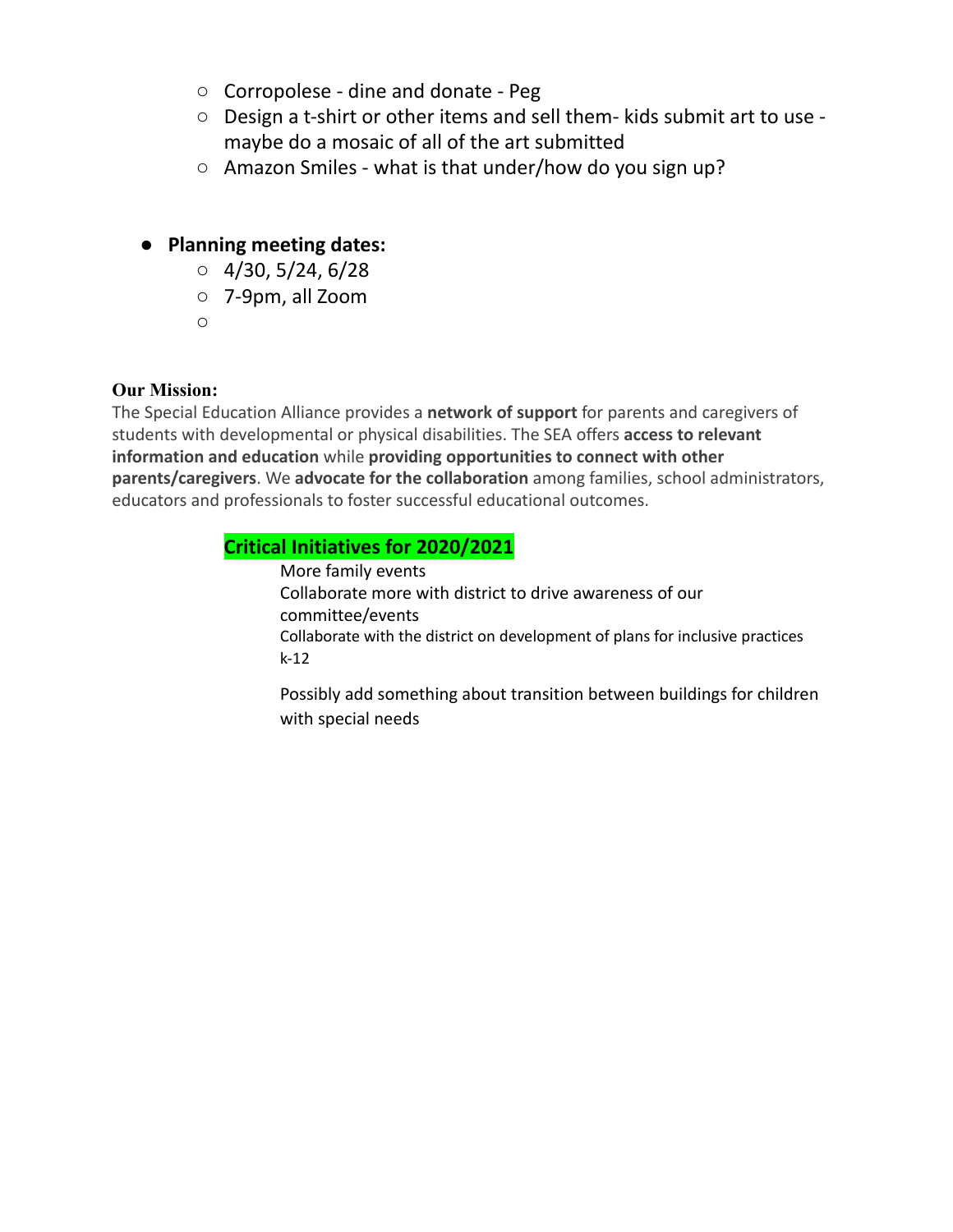- Corropolese - dine and donate - Peg
  - Design a t-shirt or other items and sell them- kids submit art to use - maybe do a mosaic of all of the art submitted
  - Amazon Smiles - what is that under/how do you sign up?

- **Planning meeting dates:**
  - 4/30, 5/24, 6/28
  - 7-9pm, all Zoom
  -

**Our Mission:**

The Special Education Alliance provides a **network of support** for parents and caregivers of students with developmental or physical disabilities. The SEA offers **access to relevant information and education** while **providing opportunities to connect with other parents/caregivers**. We **advocate for the collaboration** among families, school administrators, educators and professionals to foster successful educational outcomes.

**Critical Initiatives for 2020/2021**

More family events

Collaborate more with district to drive awareness of our committee/events

Collaborate with the district on development of plans for inclusive practices k-12

Possibly add something about transition between buildings for children with special needs